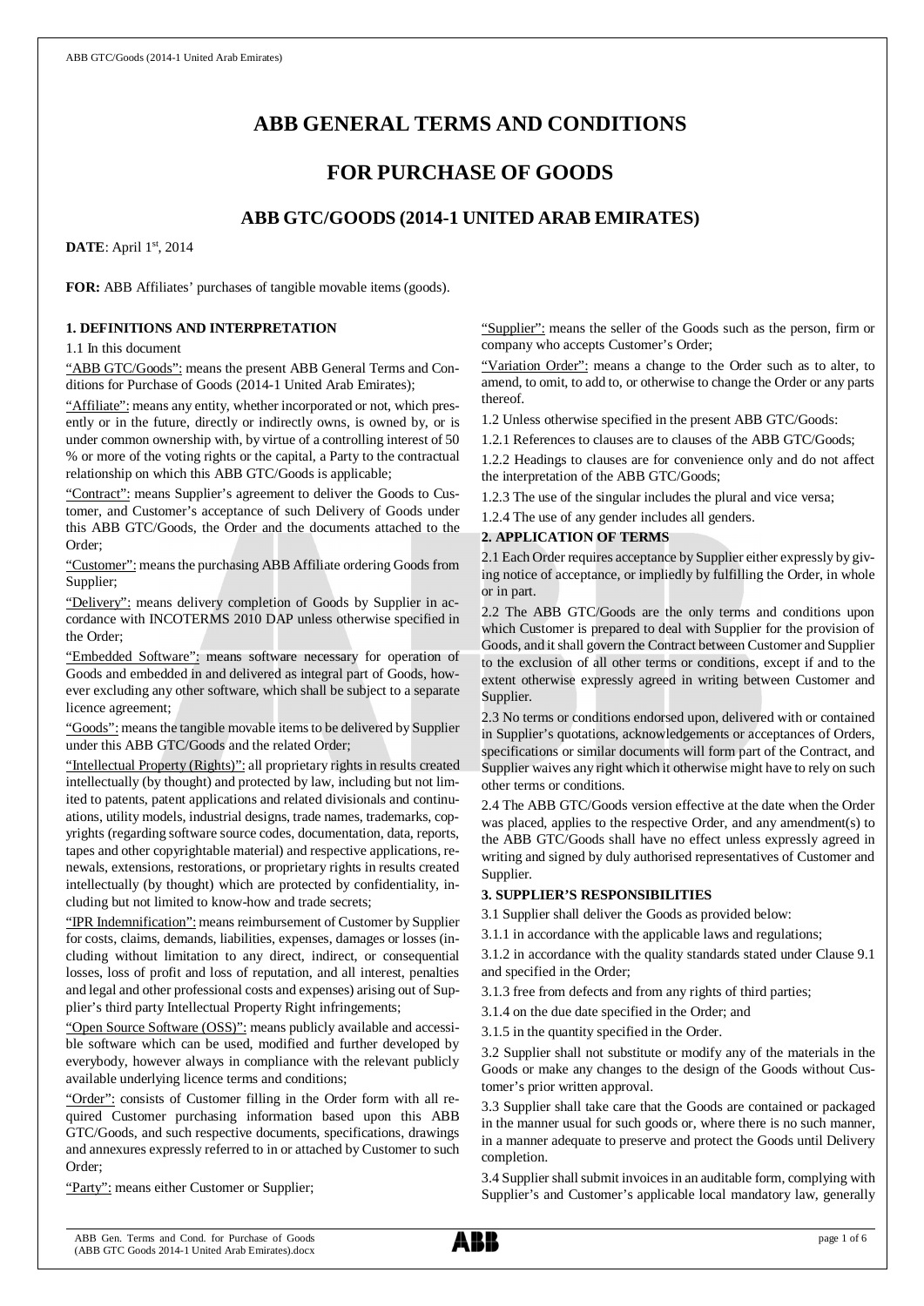# ABB GENERAL TERMS AND CONDITIONS

# FOR PURCHASE OF GOODS

## ABB GTC/GOODS (2014-1 UNITED ARAB EMIRATES)

**DATE**: April 1st, 2014

**FOR:** ABB Affiliates' purchases of tangible movable items (goods).

### 1. DEFINITIONS AND INTERPRETATION

1.1 In this document

"ABB GTC/Goods": means the present ABB General Terms and Conditions for Purchase of Goods (2014-1 United Arab Emirates);

"Affiliate": means any entity, whether incorporated or not, which presently or in the future, directly or indirectly owns, is owned by, or is under common ownership with, by virtue of a controlling interest of 50 % or more of the voting rights or the capital, a Party to the contractual relationship on which this ABB GTC/Goods is applicable;

"Contract": means Supplier's agreement to deliver the Goods to Customer, and Customer's acceptance of such Delivery of Goods under this ABB GTC/Goods, the Order and the documents attached to the Order;

"Customer": means the purchasing ABB Affiliate ordering Goods from Supplier;

"Delivery": means delivery completion of Goods by Supplier in accordance with INCOTERMS 2010 DAP unless otherwise specified in the Order;

"Embedded Software": means software necessary for operation of Goods and embedded in and delivered as integral part of Goods, however excluding any other software, which shall be subject to a separate licence agreement;

"Goods": means the tangible movable items to be delivered by Supplier under this ABB GTC/Goods and the related Order;

"Intellectual Property (Rights)": all proprietary rights in results created intellectually (by thought) and protected by law, including but not limited to patents, patent applications and related divisionals and continuations, utility models, industrial designs, trade names, trademarks, copyrights (regarding software source codes, documentation, data, reports, tapes and other copyrightable material) and respective applications, renewals, extensions, restorations, or proprietary rights in results created intellectually (by thought) which are protected by confidentiality, including but not limited to know-how and trade secrets;

"IPR Indemnification": means reimbursement of Customer by Supplier for costs, claims, demands, liabilities, expenses, damages or losses (including without limitation to any direct, indirect, or consequential losses, loss of profit and loss of reputation, and all interest, penalties and legal and other professional costs and expenses) arising out of Supplier's third party Intellectual Property Right infringements;

"Open Source Software (OSS)": means publicly available and accessible software which can be used, modified and further developed by everybody, however always in compliance with the relevant publicly available underlying licence terms and conditions;

"Order": consists of Customer filling in the Order form with all required Customer purchasing information based upon this ABB GTC/Goods, and such respective documents, specifications, drawings and annexures expressly referred to in or attached by Customer to such Order;

"Party": means either Customer or Supplier;

"Supplier": means the seller of the Goods such as the person, firm or company who accepts Customer's Order;

"Variation Order": means a change to the Order such as to alter, to amend, to omit, to add to, or otherwise to change the Order or any parts thereof.

1.2 Unless otherwise specified in the present ABB GTC/Goods:

1.2.1 References to clauses are to clauses of the ABB GTC/Goods;

1.2.2 Headings to clauses are for convenience only and do not affect the interpretation of the ABB GTC/Goods;

1.2.3 The use of the singular includes the plural and vice versa;

1.2.4 The use of any gender includes all genders.

### 2. APPLICATION OF TERMS

2.1 Each Order requires acceptance by Supplier either expressly by giving notice of acceptance, or impliedly by fulfilling the Order, in whole or in part.

2.2 The ABB GTC/Goods are the only terms and conditions upon which Customer is prepared to deal with Supplier for the provision of Goods, and it shall govern the Contract between Customer and Supplier to the exclusion of all other terms or conditions, except if and to the extent otherwise expressly agreed in writing between Customer and Supplier.

2.3 No terms or conditions endorsed upon, delivered with or contained in Supplier's quotations, acknowledgements or acceptances of Orders, specifications or similar documents will form part of the Contract, and Supplier waives any right which it otherwise might have to rely on such other terms or conditions.

2.4 The ABB GTC/Goods version effective at the date when the Order was placed, applies to the respective Order, and any amendment(s) to the ABB GTC/Goods shall have no effect unless expressly agreed in writing and signed by duly authorised representatives of Customer and Supplier.

### 3. SUPPLIER'S RESPONSIBILITIES

3.1 Supplier shall deliver the Goods as provided below:

3.1.1 in accordance with the applicable laws and regulations;

3.1.2 in accordance with the quality standards stated under Clause 9.1 and specified in the Order;

3.1.3 free from defects and from any rights of third parties;

3.1.4 on the due date specified in the Order; and

3.1.5 in the quantity specified in the Order.

3.2 Supplier shall not substitute or modify any of the materials in the Goods or make any changes to the design of the Goods without Customer's prior written approval.

3.3 Supplier shall take care that the Goods are contained or packaged in the manner usual for such goods or, where there is no such manner, in a manner adequate to preserve and protect the Goods until Delivery completion.

3.4 Supplier shall submit invoices in an auditable form, complying with Supplier's and Customer's applicable local mandatory law, generally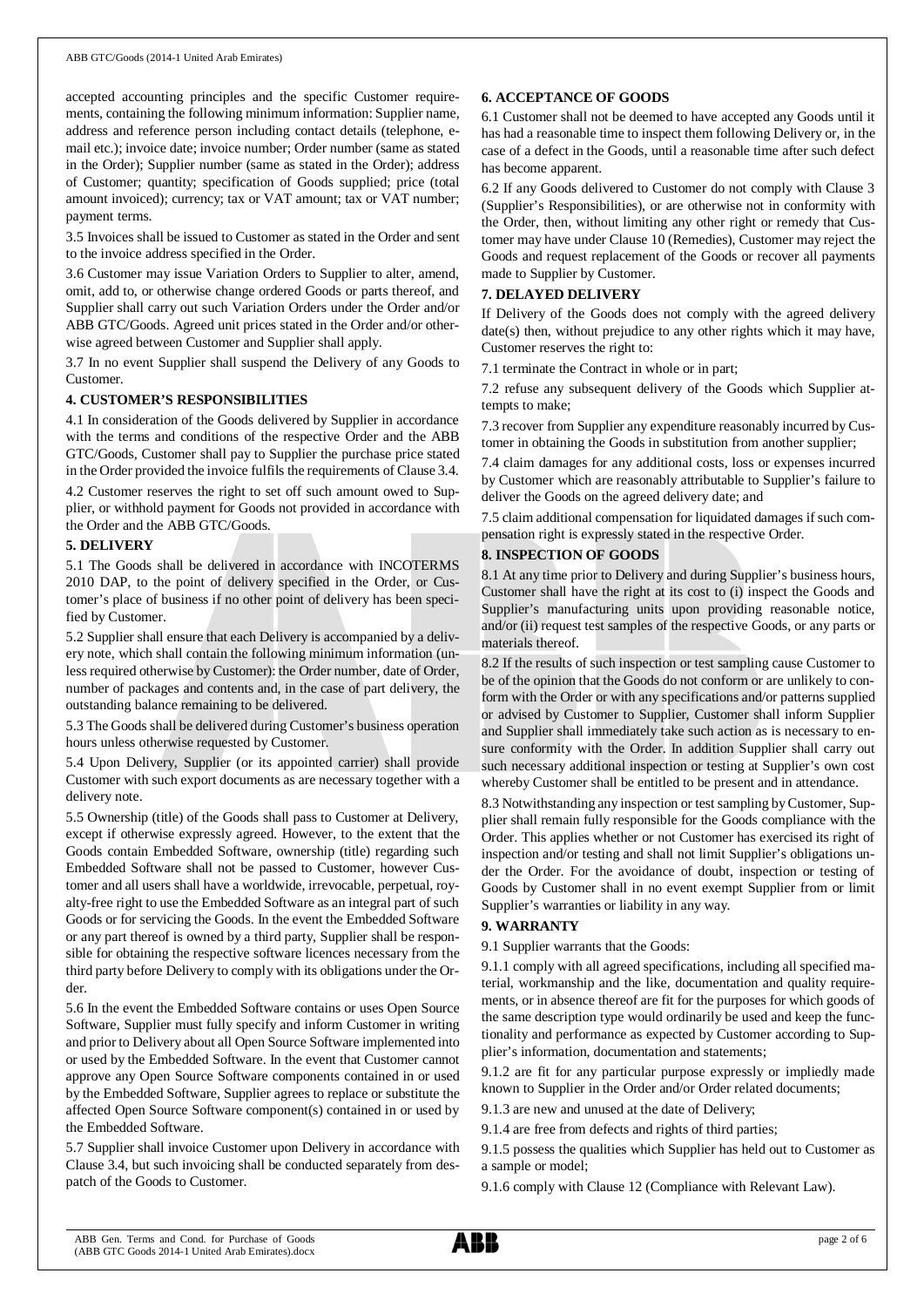accepted accounting principles and the specific Customer requirements, containing the following minimum information: Supplier name, address and reference person including contact details (telephone, e-mail etc.); invoice date; invoice number; Order number (same as stated in the Order); Supplier number (same as stated in the Order); address of Customer; quantity; specification of Goods supplied; price (total amount invoiced); currency; tax or VAT amount; tax or VAT number; payment terms.

3.5 Invoices shall be issued to Customer as stated in the Order and sent to the invoice address specified in the Order.

3.6 Customer may issue Variation Orders to Supplier to alter, amend, omit, add to, or otherwise change ordered Goods or parts thereof, and Supplier shall carry out such Variation Orders under the Order and/or ABB GTC/Goods. Agreed unit prices stated in the Order and/or otherwise agreed between Customer and Supplier shall apply.

3.7 In no event Supplier shall suspend the Delivery of any Goods to Customer.

## 4. CUSTOMER'S RESPONSIBILITIES

4.1 In consideration of the Goods delivered by Supplier in accordance with the terms and conditions of the respective Order and the ABB GTC/Goods, Customer shall pay to Supplier the purchase price stated in the Order provided the invoice fulfils the requirements of Clause 3.4.

4.2 Customer reserves the right to set off such amount owed to Supplier, or withhold payment for Goods not provided in accordance with the Order and the ABB GTC/Goods.

## 5. DELIVERY

5.1 The Goods shall be delivered in accordance with INCOTERMS 2010 DAP, to the point of delivery specified in the Order, or Customer's place of business if no other point of delivery has been specified by Customer.

5.2 Supplier shall ensure that each Delivery is accompanied by a delivery note, which shall contain the following minimum information (unless required otherwise by Customer): the Order number, date of Order, number of packages and contents and, in the case of part delivery, the outstanding balance remaining to be delivered.

5.3 The Goods shall be delivered during Customer's business operation hours unless otherwise requested by Customer.

5.4 Upon Delivery, Supplier (or its appointed carrier) shall provide Customer with such export documents as are necessary together with a delivery note.

5.5 Ownership (title) of the Goods shall pass to Customer at Delivery, except if otherwise expressly agreed. However, to the extent that the Goods contain Embedded Software, ownership (title) regarding such Embedded Software shall not be passed to Customer, however Customer and all users shall have a worldwide, irrevocable, perpetual, royalty-free right to use the Embedded Software as an integral part of such Goods or for servicing the Goods. In the event the Embedded Software or any part thereof is owned by a third party, Supplier shall be responsible for obtaining the respective software licences necessary from the third party before Delivery to comply with its obligations under the Order.

5.6 In the event the Embedded Software contains or uses Open Source Software, Supplier must fully specify and inform Customer in writing and prior to Delivery about all Open Source Software implemented into or used by the Embedded Software. In the event that Customer cannot approve any Open Source Software components contained in or used by the Embedded Software, Supplier agrees to replace or substitute the affected Open Source Software component(s) contained in or used by the Embedded Software.

5.7 Supplier shall invoice Customer upon Delivery in accordance with Clause 3.4, but such invoicing shall be conducted separately from despatch of the Goods to Customer.

## 6. ACCEPTANCE OF GOODS

6.1 Customer shall not be deemed to have accepted any Goods until it has had a reasonable time to inspect them following Delivery or, in the case of a defect in the Goods, until a reasonable time after such defect has become apparent.

6.2 If any Goods delivered to Customer do not comply with Clause 3 (Supplier's Responsibilities), or are otherwise not in conformity with the Order, then, without limiting any other right or remedy that Customer may have under Clause 10 (Remedies), Customer may reject the Goods and request replacement of the Goods or recover all payments made to Supplier by Customer.

## 7. DELAYED DELIVERY

If Delivery of the Goods does not comply with the agreed delivery date(s) then, without prejudice to any other rights which it may have, Customer reserves the right to:

7.1 terminate the Contract in whole or in part;

7.2 refuse any subsequent delivery of the Goods which Supplier attempts to make;

7.3 recover from Supplier any expenditure reasonably incurred by Customer in obtaining the Goods in substitution from another supplier;

7.4 claim damages for any additional costs, loss or expenses incurred by Customer which are reasonably attributable to Supplier's failure to deliver the Goods on the agreed delivery date; and

7.5 claim additional compensation for liquidated damages if such compensation right is expressly stated in the respective Order.

## 8. INSPECTION OF GOODS

8.1 At any time prior to Delivery and during Supplier's business hours, Customer shall have the right at its cost to (i) inspect the Goods and Supplier's manufacturing units upon providing reasonable notice, and/or (ii) request test samples of the respective Goods, or any parts or materials thereof.

8.2 If the results of such inspection or test sampling cause Customer to be of the opinion that the Goods do not conform or are unlikely to conform with the Order or with any specifications and/or patterns supplied or advised by Customer to Supplier, Customer shall inform Supplier and Supplier shall immediately take such action as is necessary to ensure conformity with the Order. In addition Supplier shall carry out such necessary additional inspection or testing at Supplier's own cost whereby Customer shall be entitled to be present and in attendance.

8.3 Notwithstanding any inspection or test sampling by Customer, Supplier shall remain fully responsible for the Goods compliance with the Order. This applies whether or not Customer has exercised its right of inspection and/or testing and shall not limit Supplier's obligations under the Order. For the avoidance of doubt, inspection or testing of Goods by Customer shall in no event exempt Supplier from or limit Supplier's warranties or liability in any way.

## 9. WARRANTY

9.1 Supplier warrants that the Goods:

9.1.1 comply with all agreed specifications, including all specified material, workmanship and the like, documentation and quality requirements, or in absence thereof are fit for the purposes for which goods of the same description type would ordinarily be used and keep the functionality and performance as expected by Customer according to Supplier's information, documentation and statements;

9.1.2 are fit for any particular purpose expressly or impliedly made known to Supplier in the Order and/or Order related documents;

9.1.3 are new and unused at the date of Delivery;

9.1.4 are free from defects and rights of third parties;

9.1.5 possess the qualities which Supplier has held out to Customer as a sample or model;

9.1.6 comply with Clause 12 (Compliance with Relevant Law).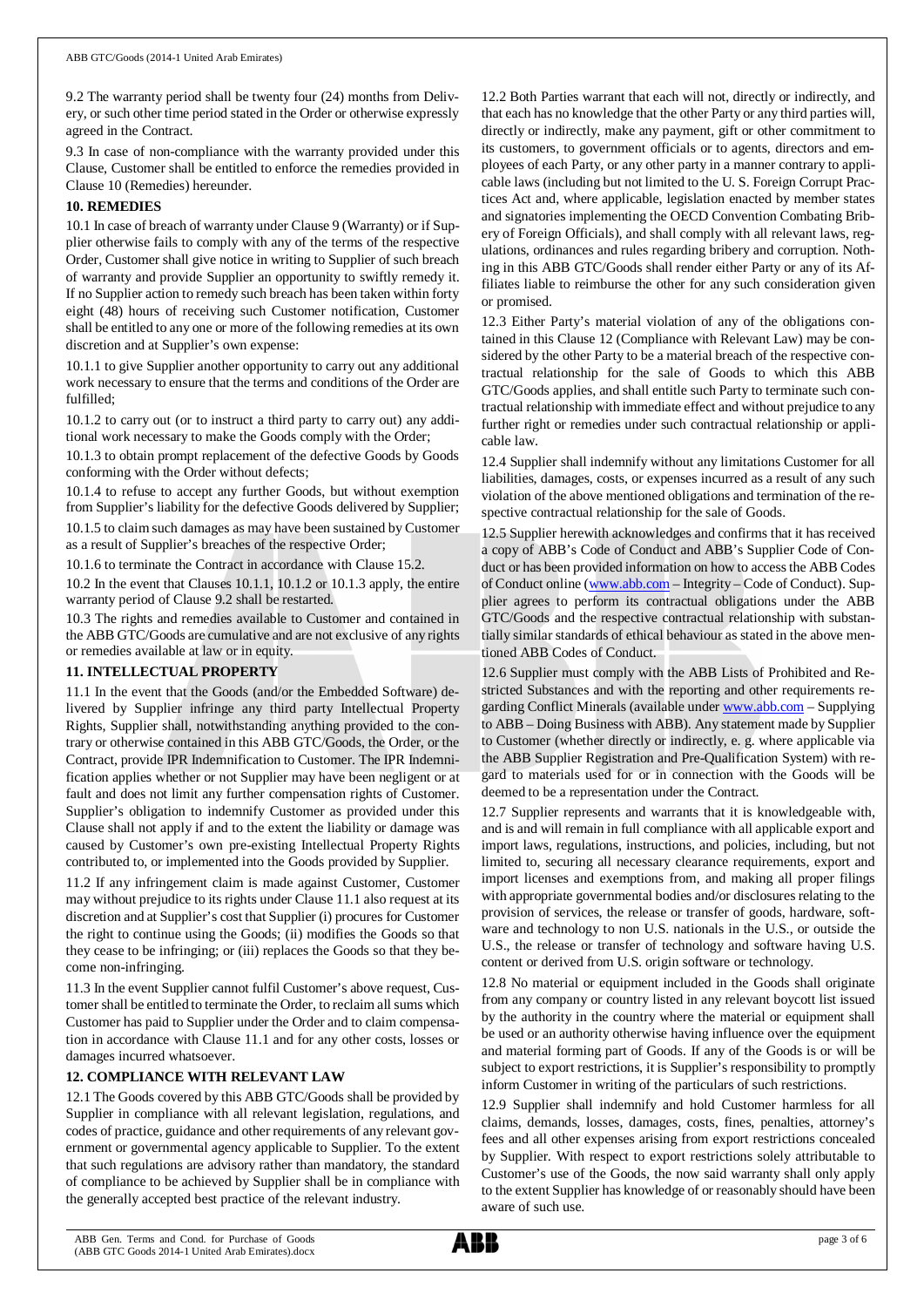9.2 The warranty period shall be twenty four (24) months from Delivery, or such other time period stated in the Order or otherwise expressly agreed in the Contract.

9.3 In case of non-compliance with the warranty provided under this Clause, Customer shall be entitled to enforce the remedies provided in Clause 10 (Remedies) hereunder.

**10. REMEDIES**

10.1 In case of breach of warranty under Clause 9 (Warranty) or if Supplier otherwise fails to comply with any of the terms of the respective Order, Customer shall give notice in writing to Supplier of such breach of warranty and provide Supplier an opportunity to swiftly remedy it. If no Supplier action to remedy such breach has been taken within forty eight (48) hours of receiving such Customer notification, Customer shall be entitled to any one or more of the following remedies at its own discretion and at Supplier's own expense:

10.1.1 to give Supplier another opportunity to carry out any additional work necessary to ensure that the terms and conditions of the Order are fulfilled;

10.1.2 to carry out (or to instruct a third party to carry out) any additional work necessary to make the Goods comply with the Order;

10.1.3 to obtain prompt replacement of the defective Goods by Goods conforming with the Order without defects;

10.1.4 to refuse to accept any further Goods, but without exemption from Supplier's liability for the defective Goods delivered by Supplier;

10.1.5 to claim such damages as may have been sustained by Customer as a result of Supplier's breaches of the respective Order;

10.1.6 to terminate the Contract in accordance with Clause 15.2.

10.2 In the event that Clauses 10.1.1, 10.1.2 or 10.1.3 apply, the entire warranty period of Clause 9.2 shall be restarted.

10.3 The rights and remedies available to Customer and contained in the ABB GTC/Goods are cumulative and are not exclusive of any rights or remedies available at law or in equity.

**11. INTELLECTUAL PROPERTY**

11.1 In the event that the Goods (and/or the Embedded Software) delivered by Supplier infringe any third party Intellectual Property Rights, Supplier shall, notwithstanding anything provided to the contrary or otherwise contained in this ABB GTC/Goods, the Order, or the Contract, provide IPR Indemnification to Customer. The IPR Indemnification applies whether or not Supplier may have been negligent or at fault and does not limit any further compensation rights of Customer. Supplier's obligation to indemnify Customer as provided under this Clause shall not apply if and to the extent the liability or damage was caused by Customer's own pre-existing Intellectual Property Rights contributed to, or implemented into the Goods provided by Supplier.

11.2 If any infringement claim is made against Customer, Customer may without prejudice to its rights under Clause 11.1 also request at its discretion and at Supplier's cost that Supplier (i) procures for Customer the right to continue using the Goods; (ii) modifies the Goods so that they cease to be infringing; or (iii) replaces the Goods so that they become non-infringing.

11.3 In the event Supplier cannot fulfil Customer's above request, Customer shall be entitled to terminate the Order, to reclaim all sums which Customer has paid to Supplier under the Order and to claim compensation in accordance with Clause 11.1 and for any other costs, losses or damages incurred whatsoever.

**12. COMPLIANCE WITH RELEVANT LAW**

12.1 The Goods covered by this ABB GTC/Goods shall be provided by Supplier in compliance with all relevant legislation, regulations, and codes of practice, guidance and other requirements of any relevant government or governmental agency applicable to Supplier. To the extent that such regulations are advisory rather than mandatory, the standard of compliance to be achieved by Supplier shall be in compliance with the generally accepted best practice of the relevant industry.

12.2 Both Parties warrant that each will not, directly or indirectly, and that each has no knowledge that the other Party or any third parties will, directly or indirectly, make any payment, gift or other commitment to its customers, to government officials or to agents, directors and employees of each Party, or any other party in a manner contrary to applicable laws (including but not limited to the U. S. Foreign Corrupt Practices Act and, where applicable, legislation enacted by member states and signatories implementing the OECD Convention Combating Bribery of Foreign Officials), and shall comply with all relevant laws, regulations, ordinances and rules regarding bribery and corruption. Nothing in this ABB GTC/Goods shall render either Party or any of its Affiliates liable to reimburse the other for any such consideration given or promised.

12.3 Either Party's material violation of any of the obligations contained in this Clause 12 (Compliance with Relevant Law) may be considered by the other Party to be a material breach of the respective contractual relationship for the sale of Goods to which this ABB GTC/Goods applies, and shall entitle such Party to terminate such contractual relationship with immediate effect and without prejudice to any further right or remedies under such contractual relationship or applicable law.

12.4 Supplier shall indemnify without any limitations Customer for all liabilities, damages, costs, or expenses incurred as a result of any such violation of the above mentioned obligations and termination of the respective contractual relationship for the sale of Goods.

12.5 Supplier herewith acknowledges and confirms that it has received a copy of ABB's Code of Conduct and ABB's Supplier Code of Conduct or has been provided information on how to access the ABB Codes of Conduct online (www.abb.com – Integrity – Code of Conduct). Supplier agrees to perform its contractual obligations under the ABB GTC/Goods and the respective contractual relationship with substantially similar standards of ethical behaviour as stated in the above mentioned ABB Codes of Conduct.

12.6 Supplier must comply with the ABB Lists of Prohibited and Restricted Substances and with the reporting and other requirements regarding Conflict Minerals (available under www.abb.com – Supplying to ABB – Doing Business with ABB). Any statement made by Supplier to Customer (whether directly or indirectly, e. g. where applicable via the ABB Supplier Registration and Pre-Qualification System) with regard to materials used for or in connection with the Goods will be deemed to be a representation under the Contract.

12.7 Supplier represents and warrants that it is knowledgeable with, and is and will remain in full compliance with all applicable export and import laws, regulations, instructions, and policies, including, but not limited to, securing all necessary clearance requirements, export and import licenses and exemptions from, and making all proper filings with appropriate governmental bodies and/or disclosures relating to the provision of services, the release or transfer of goods, hardware, software and technology to non U.S. nationals in the U.S., or outside the U.S., the release or transfer of technology and software having U.S. content or derived from U.S. origin software or technology.

12.8 No material or equipment included in the Goods shall originate from any company or country listed in any relevant boycott list issued by the authority in the country where the material or equipment shall be used or an authority otherwise having influence over the equipment and material forming part of Goods. If any of the Goods is or will be subject to export restrictions, it is Supplier's responsibility to promptly inform Customer in writing of the particulars of such restrictions.

12.9 Supplier shall indemnify and hold Customer harmless for all claims, demands, losses, damages, costs, fines, penalties, attorney's fees and all other expenses arising from export restrictions concealed by Supplier. With respect to export restrictions solely attributable to Customer's use of the Goods, the now said warranty shall only apply to the extent Supplier has knowledge of or reasonably should have been aware of such use.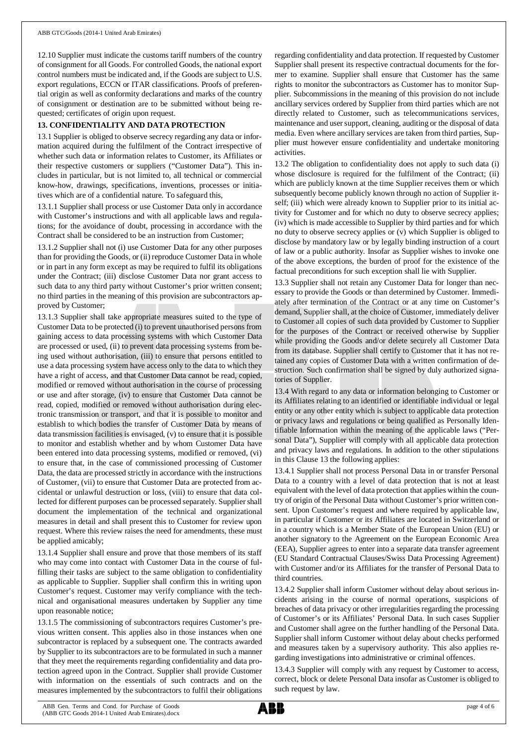12.10 Supplier must indicate the customs tariff numbers of the country of consignment for all Goods. For controlled Goods, the national export control numbers must be indicated and, if the Goods are subject to U.S. export regulations, ECCN or ITAR classifications. Proofs of preferential origin as well as conformity declarations and marks of the country of consignment or destination are to be submitted without being requested; certificates of origin upon request.

**13. CONFIDENTIALITY AND DATA PROTECTION**

13.1 Supplier is obliged to observe secrecy regarding any data or information acquired during the fulfilment of the Contract irrespective of whether such data or information relates to Customer, its Affiliates or their respective customers or suppliers ("Customer Data"). This includes in particular, but is not limited to, all technical or commercial know-how, drawings, specifications, inventions, processes or initiatives which are of a confidential nature. To safeguard this,

13.1.1 Supplier shall process or use Customer Data only in accordance with Customer's instructions and with all applicable laws and regulations; for the avoidance of doubt, processing in accordance with the Contract shall be considered to be an instruction from Customer;

13.1.2 Supplier shall not (i) use Customer Data for any other purposes than for providing the Goods, or (ii) reproduce Customer Data in whole or in part in any form except as may be required to fulfil its obligations under the Contract; (iii) disclose Customer Data nor grant access to such data to any third party without Customer's prior written consent; no third parties in the meaning of this provision are subcontractors approved by Customer;

13.1.3 Supplier shall take appropriate measures suited to the type of Customer Data to be protected (i) to prevent unauthorised persons from gaining access to data processing systems with which Customer Data are processed or used, (ii) to prevent data processing systems from being used without authorisation, (iii) to ensure that persons entitled to use a data processing system have access only to the data to which they have a right of access, and that Customer Data cannot be read, copied, modified or removed without authorisation in the course of processing or use and after storage, (iv) to ensure that Customer Data cannot be read, copied, modified or removed without authorisation during electronic transmission or transport, and that it is possible to monitor and establish to which bodies the transfer of Customer Data by means of data transmission facilities is envisaged, (v) to ensure that it is possible to monitor and establish whether and by whom Customer Data have been entered into data processing systems, modified or removed, (vi) to ensure that, in the case of commissioned processing of Customer Data, the data are processed strictly in accordance with the instructions of Customer, (vii) to ensure that Customer Data are protected from accidental or unlawful destruction or loss, (viii) to ensure that data collected for different purposes can be processed separately. Supplier shall document the implementation of the technical and organizational measures in detail and shall present this to Customer for review upon request. Where this review raises the need for amendments, these must be applied amicably;

13.1.4 Supplier shall ensure and prove that those members of its staff who may come into contact with Customer Data in the course of fulfilling their tasks are subject to the same obligation to confidentiality as applicable to Supplier. Supplier shall confirm this in writing upon Customer's request. Customer may verify compliance with the technical and organisational measures undertaken by Supplier any time upon reasonable notice;

13.1.5 The commissioning of subcontractors requires Customer's previous written consent. This applies also in those instances when one subcontractor is replaced by a subsequent one. The contracts awarded by Supplier to its subcontractors are to be formulated in such a manner that they meet the requirements regarding confidentiality and data protection agreed upon in the Contract. Supplier shall provide Customer with information on the essentials of such contracts and on the measures implemented by the subcontractors to fulfil their obligations regarding confidentiality and data protection. If requested by Customer Supplier shall present its respective contractual documents for the former to examine. Supplier shall ensure that Customer has the same rights to monitor the subcontractors as Customer has to monitor Supplier. Subcommissions in the meaning of this provision do not include ancillary services ordered by Supplier from third parties which are not directly related to Customer, such as telecommunications services, maintenance and user support, cleaning, auditing or the disposal of data media. Even where ancillary services are taken from third parties, Supplier must however ensure confidentiality and undertake monitoring activities.

13.2 The obligation to confidentiality does not apply to such data (i) whose disclosure is required for the fulfilment of the Contract; (ii) which are publicly known at the time Supplier receives them or which subsequently become publicly known through no action of Supplier itself; (iii) which were already known to Supplier prior to its initial activity for Customer and for which no duty to observe secrecy applies; (iv) which is made accessible to Supplier by third parties and for which no duty to observe secrecy applies or (v) which Supplier is obliged to disclose by mandatory law or by legally binding instruction of a court of law or a public authority. Insofar as Supplier wishes to invoke one of the above exceptions, the burden of proof for the existence of the factual preconditions for such exception shall lie with Supplier.

13.3 Supplier shall not retain any Customer Data for longer than necessary to provide the Goods or than determined by Customer. Immediately after termination of the Contract or at any time on Customer's demand, Supplier shall, at the choice of Customer, immediately deliver to Customer all copies of such data provided by Customer to Supplier for the purposes of the Contract or received otherwise by Supplier while providing the Goods and/or delete securely all Customer Data from its database. Supplier shall certify to Customer that it has not retained any copies of Customer Data with a written confirmation of destruction. Such confirmation shall be signed by duly authorized signatories of Supplier.

13.4 With regard to any data or information belonging to Customer or its Affiliates relating to an identified or identifiable individual or legal entity or any other entity which is subject to applicable data protection or privacy laws and regulations or being qualified as Personally Identifiable Information within the meaning of the applicable laws ("Personal Data"), Supplier will comply with all applicable data protection and privacy laws and regulations. In addition to the other stipulations in this Clause 13 the following applies:

13.4.1 Supplier shall not process Personal Data in or transfer Personal Data to a country with a level of data protection that is not at least equivalent with the level of data protection that applies within the country of origin of the Personal Data without Customer's prior written consent. Upon Customer's request and where required by applicable law, in particular if Customer or its Affiliates are located in Switzerland or in a country which is a Member State of the European Union (EU) or another signatory to the Agreement on the European Economic Area (EEA), Supplier agrees to enter into a separate data transfer agreement (EU Standard Contractual Clauses/Swiss Data Processing Agreement) with Customer and/or its Affiliates for the transfer of Personal Data to third countries.

13.4.2 Supplier shall inform Customer without delay about serious incidents arising in the course of normal operations, suspicions of breaches of data privacy or other irregularities regarding the processing of Customer's or its Affiliates' Personal Data. In such cases Supplier and Customer shall agree on the further handling of the Personal Data. Supplier shall inform Customer without delay about checks performed and measures taken by a supervisory authority. This also applies regarding investigations into administrative or criminal offences.

13.4.3 Supplier will comply with any request by Customer to access, correct, block or delete Personal Data insofar as Customer is obliged to such request by law.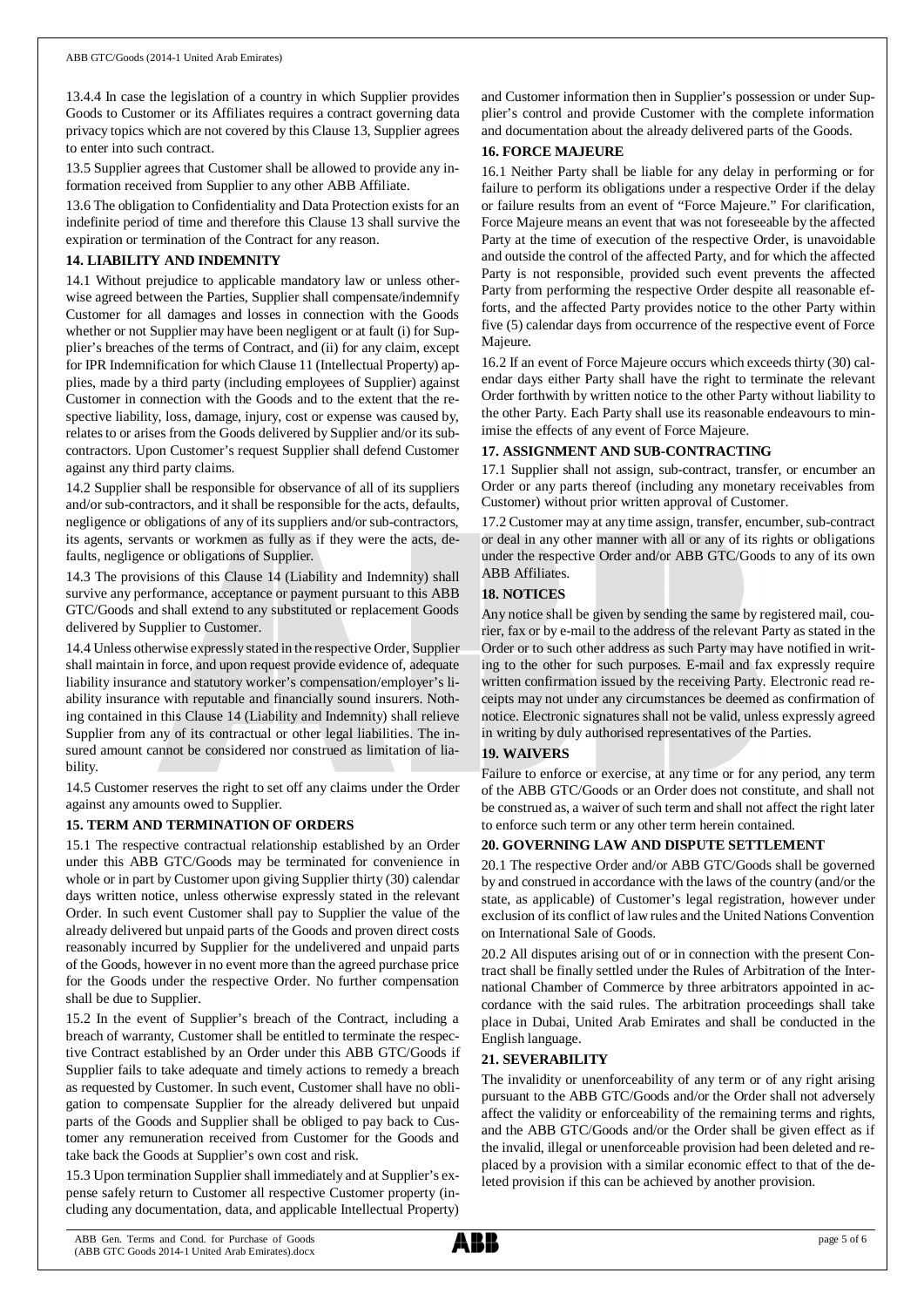13.4.4 In case the legislation of a country in which Supplier provides Goods to Customer or its Affiliates requires a contract governing data privacy topics which are not covered by this Clause 13, Supplier agrees to enter into such contract.

13.5 Supplier agrees that Customer shall be allowed to provide any information received from Supplier to any other ABB Affiliate.

13.6 The obligation to Confidentiality and Data Protection exists for an indefinite period of time and therefore this Clause 13 shall survive the expiration or termination of the Contract for any reason.

## 14. LIABILITY AND INDEMNITY

14.1 Without prejudice to applicable mandatory law or unless otherwise agreed between the Parties, Supplier shall compensate/indemnify Customer for all damages and losses in connection with the Goods whether or not Supplier may have been negligent or at fault (i) for Supplier's breaches of the terms of Contract, and (ii) for any claim, except for IPR Indemnification for which Clause 11 (Intellectual Property) applies, made by a third party (including employees of Supplier) against Customer in connection with the Goods and to the extent that the respective liability, loss, damage, injury, cost or expense was caused by, relates to or arises from the Goods delivered by Supplier and/or its subcontractors. Upon Customer's request Supplier shall defend Customer against any third party claims.

14.2 Supplier shall be responsible for observance of all of its suppliers and/or sub-contractors, and it shall be responsible for the acts, defaults, negligence or obligations of any of its suppliers and/or sub-contractors, its agents, servants or workmen as fully as if they were the acts, defaults, negligence or obligations of Supplier.

14.3 The provisions of this Clause 14 (Liability and Indemnity) shall survive any performance, acceptance or payment pursuant to this ABB GTC/Goods and shall extend to any substituted or replacement Goods delivered by Supplier to Customer.

14.4 Unless otherwise expressly stated in the respective Order, Supplier shall maintain in force, and upon request provide evidence of, adequate liability insurance and statutory worker's compensation/employer's liability insurance with reputable and financially sound insurers. Nothing contained in this Clause 14 (Liability and Indemnity) shall relieve Supplier from any of its contractual or other legal liabilities. The insured amount cannot be considered nor construed as limitation of liability.

14.5 Customer reserves the right to set off any claims under the Order against any amounts owed to Supplier.

## 15. TERM AND TERMINATION OF ORDERS

15.1 The respective contractual relationship established by an Order under this ABB GTC/Goods may be terminated for convenience in whole or in part by Customer upon giving Supplier thirty (30) calendar days written notice, unless otherwise expressly stated in the relevant Order. In such event Customer shall pay to Supplier the value of the already delivered but unpaid parts of the Goods and proven direct costs reasonably incurred by Supplier for the undelivered and unpaid parts of the Goods, however in no event more than the agreed purchase price for the Goods under the respective Order. No further compensation shall be due to Supplier.

15.2 In the event of Supplier's breach of the Contract, including a breach of warranty, Customer shall be entitled to terminate the respective Contract established by an Order under this ABB GTC/Goods if Supplier fails to take adequate and timely actions to remedy a breach as requested by Customer. In such event, Customer shall have no obligation to compensate Supplier for the already delivered but unpaid parts of the Goods and Supplier shall be obliged to pay back to Customer any remuneration received from Customer for the Goods and take back the Goods at Supplier's own cost and risk.

15.3 Upon termination Supplier shall immediately and at Supplier's expense safely return to Customer all respective Customer property (including any documentation, data, and applicable Intellectual Property) and Customer information then in Supplier's possession or under Supplier's control and provide Customer with the complete information and documentation about the already delivered parts of the Goods.

## 16. FORCE MAJEURE

16.1 Neither Party shall be liable for any delay in performing or for failure to perform its obligations under a respective Order if the delay or failure results from an event of "Force Majeure." For clarification, Force Majeure means an event that was not foreseeable by the affected Party at the time of execution of the respective Order, is unavoidable and outside the control of the affected Party, and for which the affected Party is not responsible, provided such event prevents the affected Party from performing the respective Order despite all reasonable efforts, and the affected Party provides notice to the other Party within five (5) calendar days from occurrence of the respective event of Force Majeure.

16.2 If an event of Force Majeure occurs which exceeds thirty (30) calendar days either Party shall have the right to terminate the relevant Order forthwith by written notice to the other Party without liability to the other Party. Each Party shall use its reasonable endeavours to minimise the effects of any event of Force Majeure.

## 17. ASSIGNMENT AND SUB-CONTRACTING

17.1 Supplier shall not assign, sub-contract, transfer, or encumber an Order or any parts thereof (including any monetary receivables from Customer) without prior written approval of Customer.

17.2 Customer may at any time assign, transfer, encumber, sub-contract or deal in any other manner with all or any of its rights or obligations under the respective Order and/or ABB GTC/Goods to any of its own ABB Affiliates.

## 18. NOTICES

Any notice shall be given by sending the same by registered mail, courier, fax or by e-mail to the address of the relevant Party as stated in the Order or to such other address as such Party may have notified in writing to the other for such purposes. E-mail and fax expressly require written confirmation issued by the receiving Party. Electronic read receipts may not under any circumstances be deemed as confirmation of notice. Electronic signatures shall not be valid, unless expressly agreed in writing by duly authorised representatives of the Parties.

## 19. WAIVERS

Failure to enforce or exercise, at any time or for any period, any term of the ABB GTC/Goods or an Order does not constitute, and shall not be construed as, a waiver of such term and shall not affect the right later to enforce such term or any other term herein contained.

## 20. GOVERNING LAW AND DISPUTE SETTLEMENT

20.1 The respective Order and/or ABB GTC/Goods shall be governed by and construed in accordance with the laws of the country (and/or the state, as applicable) of Customer's legal registration, however under exclusion of its conflict of law rules and the United Nations Convention on International Sale of Goods.

20.2 All disputes arising out of or in connection with the present Contract shall be finally settled under the Rules of Arbitration of the International Chamber of Commerce by three arbitrators appointed in accordance with the said rules. The arbitration proceedings shall take place in Dubai, United Arab Emirates and shall be conducted in the English language.

## 21. SEVERABILITY

The invalidity or unenforceability of any term or of any right arising pursuant to the ABB GTC/Goods and/or the Order shall not adversely affect the validity or enforceability of the remaining terms and rights, and the ABB GTC/Goods and/or the Order shall be given effect as if the invalid, illegal or unenforceable provision had been deleted and replaced by a provision with a similar economic effect to that of the deleted provision if this can be achieved by another provision.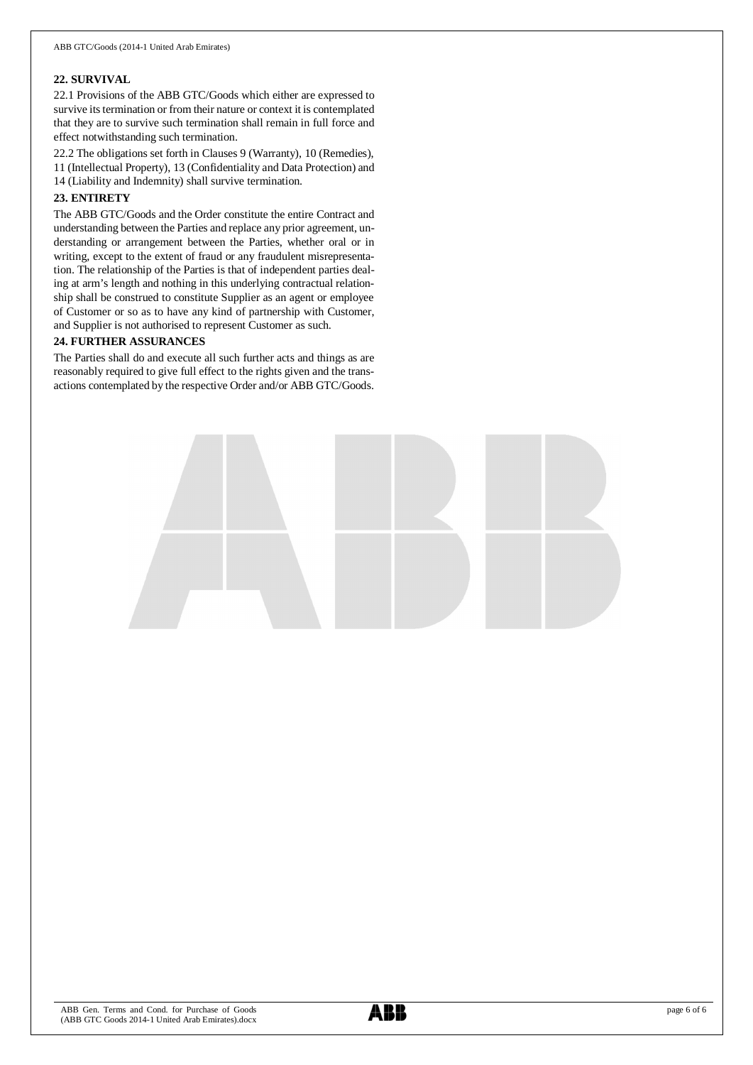## 22. SURVIVAL

22.1 Provisions of the ABB GTC/Goods which either are expressed to survive its termination or from their nature or context it is contemplated that they are to survive such termination shall remain in full force and effect notwithstanding such termination.

22.2 The obligations set forth in Clauses 9 (Warranty), 10 (Remedies), 11 (Intellectual Property), 13 (Confidentiality and Data Protection) and 14 (Liability and Indemnity) shall survive termination.

## 23. ENTIRETY

The ABB GTC/Goods and the Order constitute the entire Contract and understanding between the Parties and replace any prior agreement, understanding or arrangement between the Parties, whether oral or in writing, except to the extent of fraud or any fraudulent misrepresentation. The relationship of the Parties is that of independent parties dealing at arm's length and nothing in this underlying contractual relationship shall be construed to constitute Supplier as an agent or employee of Customer or so as to have any kind of partnership with Customer, and Supplier is not authorised to represent Customer as such.

## 24. FURTHER ASSURANCES

The Parties shall do and execute all such further acts and things as are reasonably required to give full effect to the rights given and the transactions contemplated by the respective Order and/or ABB GTC/Goods.